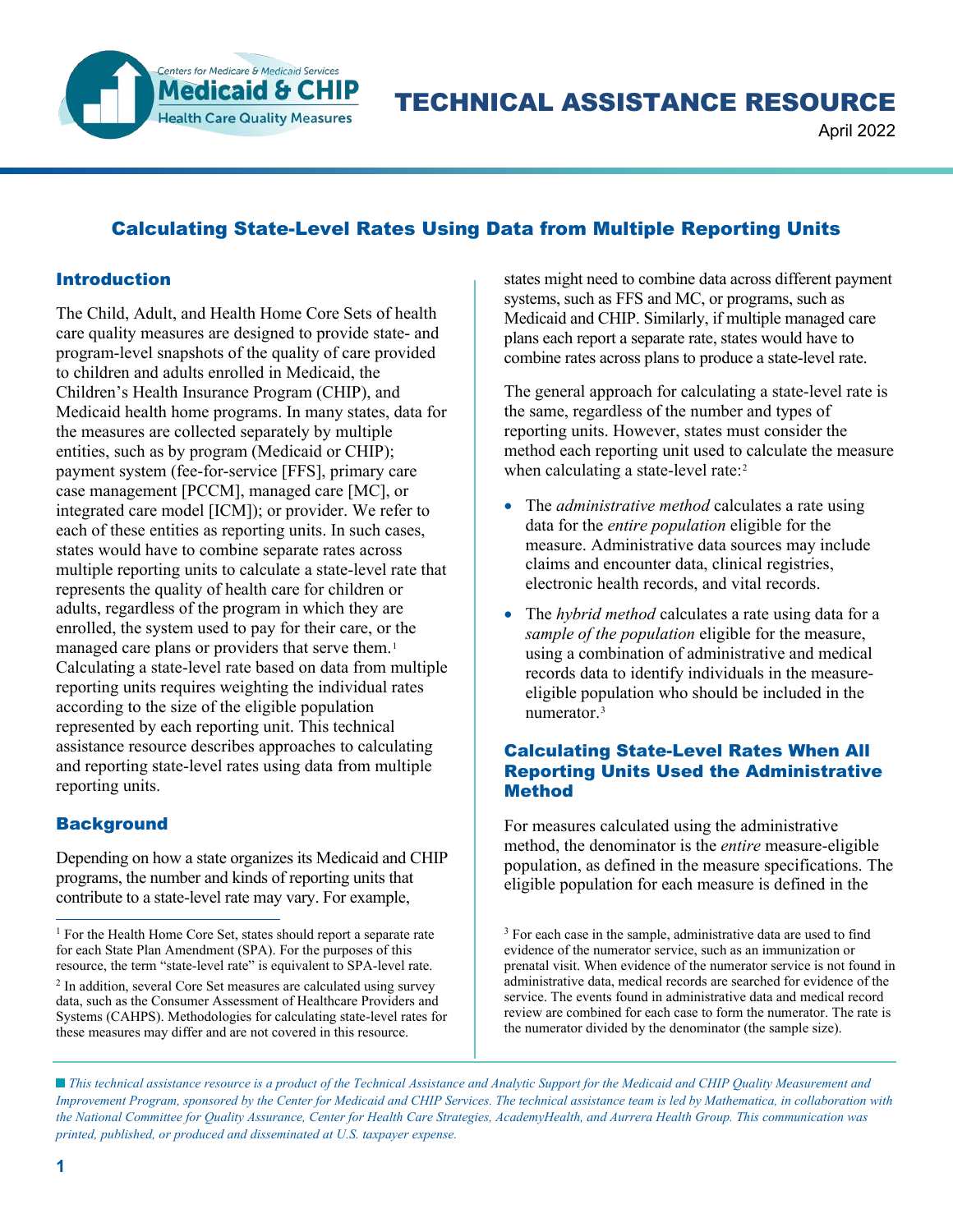TECHNICAL ASSISTANCE RESOURCE

April 2022

# Calculating State-Level Rates Using Data from Multiple Reporting Units

## Introduction

The Child, Adult, and Health Home Core Sets of health care quality measures are designed to provide state- and program-level snapshots of the quality of care provided to children and adults enrolled in Medicaid, the Children's Health Insurance Program (CHIP), and Medicaid health home programs. In many states, data for the measures are collected separately by multiple entities, such as by program (Medicaid or CHIP); payment system (fee-for-service [FFS], primary care case management [PCCM], managed care [MC], or integrated care model [ICM]); or provider. We refer to each of these entities as reporting units. In such cases, states would have to combine separate rates across multiple reporting units to calculate a state-level rate that represents the quality of health care for children or adults, regardless of the program in which they are enrolled, the system used to pay for their care, or the managed care plans or providers that serve them.[1] Calculating a state-level rate based on data from multiple reporting units requires weighting the individual rates according to the size of the eligible population represented by each reporting unit. This technical assistance resource describes approaches to calculating and reporting state-level rates using data from multiple reporting units.

## Background

Depending on how a state organizes its Medicaid and CHIP programs, the number and kinds of reporting units that contribute to a state-level rate may vary. For example, states might need to combine data across different payment systems, such as FFS and MC, or programs, such as Medicaid and CHIP. Similarly, if multiple managed care plans each report a separate rate, states would have to combine rates across plans to produce a state-level rate.

The general approach for calculating a state-level rate is the same, regardless of the number and types of reporting units. However, states must consider the method each reporting unit used to calculate the measure when calculating a state-level rate:[2]

- The *administrative method* calculates a rate using data for the *entire population* eligible for the measure. Administrative data sources may include claims and encounter data, clinical registries, electronic health records, and vital records.
- The *hybrid method* calculates a rate using data for a *sample of the population* eligible for the measure, using a combination of administrative and medical records data to identify individuals in the measure-eligible population who should be included in the numerator.[3]

## Calculating State-Level Rates When All Reporting Units Used the Administrative Method

For measures calculated using the administrative method, the denominator is the *entire* measure-eligible population, as defined in the measure specifications. The eligible population for each measure is defined in the

---

[1] For the Health Home Core Set, states should report a separate rate for each State Plan Amendment (SPA). For the purposes of this resource, the term "state-level rate" is equivalent to SPA-level rate.

[2] In addition, several Core Set measures are calculated using survey data, such as the Consumer Assessment of Healthcare Providers and Systems (CAHPS). Methodologies for calculating state-level rates for these measures may differ and are not covered in this resource.

[3] For each case in the sample, administrative data are used to find evidence of the numerator service, such as an immunization or prenatal visit. When evidence of the numerator service is not found in administrative data, medical records are searched for evidence of the service. The events found in administrative data and medical record review are combined for each case to form the numerator. The rate is the numerator divided by the denominator (the sample size).

*This technical assistance resource is a product of the Technical Assistance and Analytic Support for the Medicaid and CHIP Quality Measurement and Improvement Program, sponsored by the Center for Medicaid and CHIP Services. The technical assistance team is led by Mathematica, in collaboration with the National Committee for Quality Assurance, Center for Health Care Strategies, AcademyHealth, and Aurrera Health Group. This communication was printed, published, or produced and disseminated at U.S. taxpayer expense.*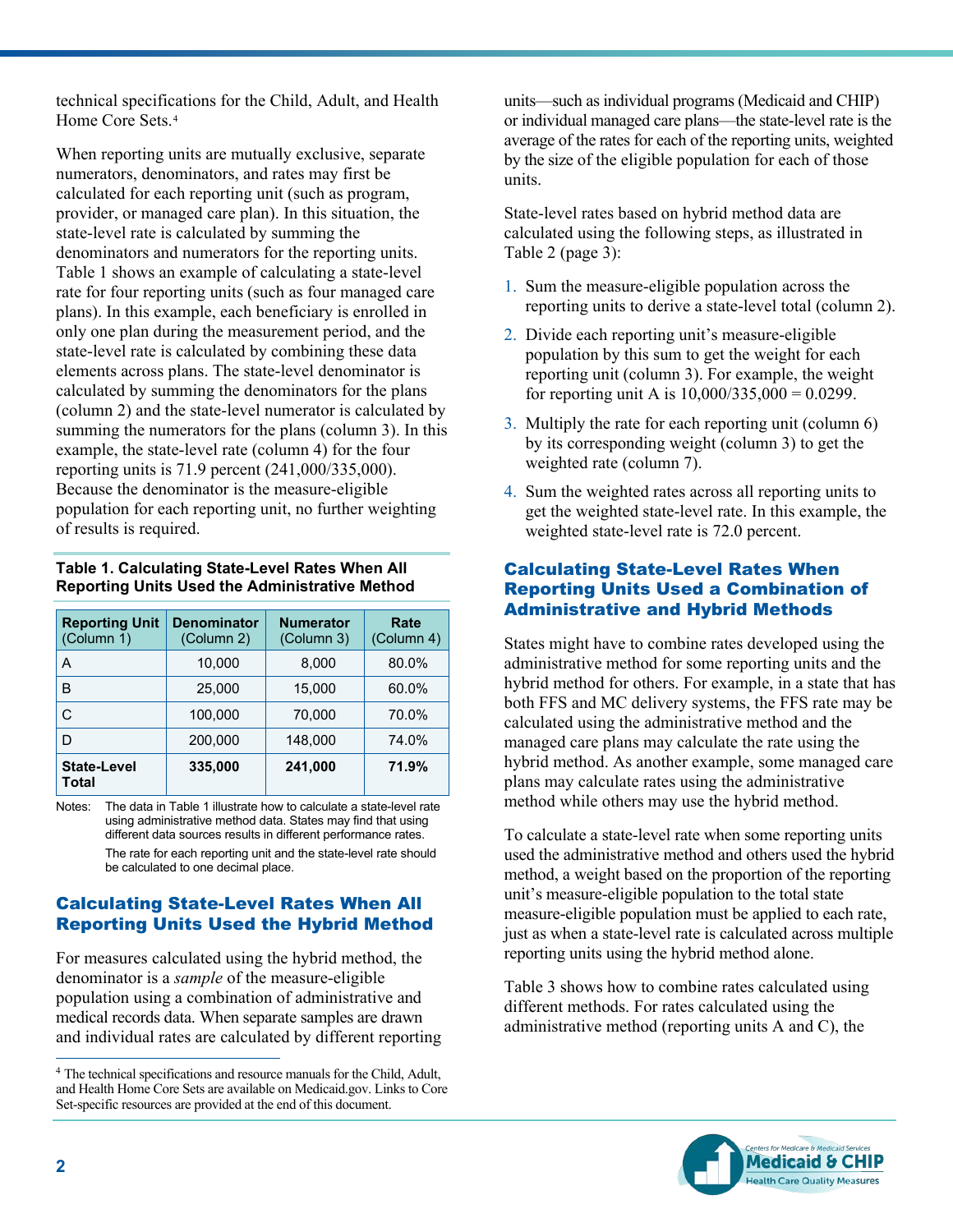technical specifications for the Child, Adult, and Health Home Core Sets.[4]

When reporting units are mutually exclusive, separate numerators, denominators, and rates may first be calculated for each reporting unit (such as program, provider, or managed care plan). In this situation, the state-level rate is calculated by summing the denominators and numerators for the reporting units. Table 1 shows an example of calculating a state-level rate for four reporting units (such as four managed care plans). In this example, each beneficiary is enrolled in only one plan during the measurement period, and the state-level rate is calculated by combining these data elements across plans. The state-level denominator is calculated by summing the denominators for the plans (column 2) and the state-level numerator is calculated by summing the numerators for the plans (column 3). In this example, the state-level rate (column 4) for the four reporting units is 71.9 percent (241,000/335,000). Because the denominator is the measure-eligible population for each reporting unit, no further weighting of results is required.

**Table 1. Calculating State-Level Rates When All Reporting Units Used the Administrative Method**

| Reporting Unit (Column 1) | Denominator (Column 2) | Numerator (Column 3) | Rate (Column 4) |
|---|---|---|---|
| A | 10,000 | 8,000 | 80.0% |
| B | 25,000 | 15,000 | 60.0% |
| C | 100,000 | 70,000 | 70.0% |
| D | 200,000 | 148,000 | 74.0% |
| **State-Level Total** | **335,000** | **241,000** | **71.9%** |

Notes: The data in Table 1 illustrate how to calculate a state-level rate using administrative method data. States may find that using different data sources results in different performance rates.

The rate for each reporting unit and the state-level rate should be calculated to one decimal place.

## Calculating State-Level Rates When All Reporting Units Used the Hybrid Method

For measures calculated using the hybrid method, the denominator is a *sample* of the measure-eligible population using a combination of administrative and medical records data. When separate samples are drawn and individual rates are calculated by different reporting units—such as individual programs (Medicaid and CHIP) or individual managed care plans—the state-level rate is the average of the rates for each of the reporting units, weighted by the size of the eligible population for each of those units.

State-level rates based on hybrid method data are calculated using the following steps, as illustrated in Table 2 (page 3):

1. Sum the measure-eligible population across the reporting units to derive a state-level total (column 2).
2. Divide each reporting unit's measure-eligible population by this sum to get the weight for each reporting unit (column 3). For example, the weight for reporting unit A is 10,000/335,000 = 0.0299.
3. Multiply the rate for each reporting unit (column 6) by its corresponding weight (column 3) to get the weighted rate (column 7).
4. Sum the weighted rates across all reporting units to get the weighted state-level rate. In this example, the weighted state-level rate is 72.0 percent.

## Calculating State-Level Rates When Reporting Units Used a Combination of Administrative and Hybrid Methods

States might have to combine rates developed using the administrative method for some reporting units and the hybrid method for others. For example, in a state that has both FFS and MC delivery systems, the FFS rate may be calculated using the administrative method and the managed care plans may calculate the rate using the hybrid method. As another example, some managed care plans may calculate rates using the administrative method while others may use the hybrid method.

To calculate a state-level rate when some reporting units used the administrative method and others used the hybrid method, a weight based on the proportion of the reporting unit's measure-eligible population to the total state measure-eligible population must be applied to each rate, just as when a state-level rate is calculated across multiple reporting units using the hybrid method alone.

Table 3 shows how to combine rates calculated using different methods. For rates calculated using the administrative method (reporting units A and C), the

[4] The technical specifications and resource manuals for the Child, Adult, and Health Home Core Sets are available on Medicaid.gov. Links to Core Set-specific resources are provided at the end of this document.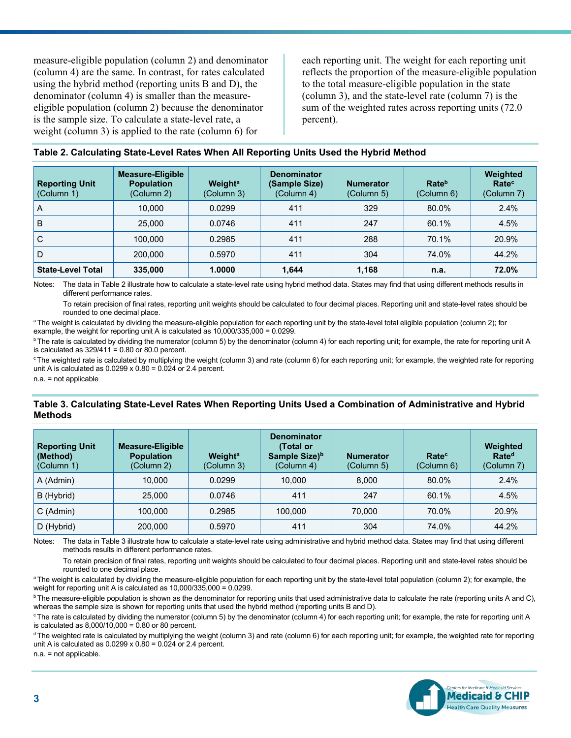measure-eligible population (column 2) and denominator (column 4) are the same. In contrast, for rates calculated using the hybrid method (reporting units B and D), the denominator (column 4) is smaller than the measure-eligible population (column 2) because the denominator is the sample size. To calculate a state-level rate, a weight (column 3) is applied to the rate (column 6) for each reporting unit. The weight for each reporting unit reflects the proportion of the measure-eligible population to the total measure-eligible population in the state (column 3), and the state-level rate (column 7) is the sum of the weighted rates across reporting units (72.0 percent).

**Table 2. Calculating State-Level Rates When All Reporting Units Used the Hybrid Method**

| Reporting Unit (Column 1) | Measure-Eligible Population (Column 2) | Weight[a] (Column 3) | Denominator (Sample Size) (Column 4) | Numerator (Column 5) | Rate[b] (Column 6) | Weighted Rate[c] (Column 7) |
|---|---|---|---|---|---|---|
| A | 10,000 | 0.0299 | 411 | 329 | 80.0% | 2.4% |
| B | 25,000 | 0.0746 | 411 | 247 | 60.1% | 4.5% |
| C | 100,000 | 0.2985 | 411 | 288 | 70.1% | 20.9% |
| D | 200,000 | 0.5970 | 411 | 304 | 74.0% | 44.2% |
| **State-Level Total** | **335,000** | **1.0000** | **1,644** | **1,168** | **n.a.** | **72.0%** |

Notes: The data in Table 2 illustrate how to calculate a state-level rate using hybrid method data. States may find that using different methods results in different performance rates.

To retain precision of final rates, reporting unit weights should be calculated to four decimal places. Reporting unit and state-level rates should be rounded to one decimal place.

[a] The weight is calculated by dividing the measure-eligible population for each reporting unit by the state-level total eligible population (column 2); for example, the weight for reporting unit A is calculated as 10,000/335,000 = 0.0299.

[b] The rate is calculated by dividing the numerator (column 5) by the denominator (column 4) for each reporting unit; for example, the rate for reporting unit A is calculated as 329/411 = 0.80 or 80.0 percent.

[c] The weighted rate is calculated by multiplying the weight (column 3) and rate (column 6) for each reporting unit; for example, the weighted rate for reporting unit A is calculated as 0.0299 x 0.80 = 0.024 or 2.4 percent.

n.a. = not applicable

**Table 3. Calculating State-Level Rates When Reporting Units Used a Combination of Administrative and Hybrid Methods**

| Reporting Unit (Method) (Column 1) | Measure-Eligible Population (Column 2) | Weight[a] (Column 3) | Denominator (Total or Sample Size)[b] (Column 4) | Numerator (Column 5) | Rate[c] (Column 6) | Weighted Rate[d] (Column 7) |
|---|---|---|---|---|---|---|
| A (Admin) | 10,000 | 0.0299 | 10,000 | 8,000 | 80.0% | 2.4% |
| B (Hybrid) | 25,000 | 0.0746 | 411 | 247 | 60.1% | 4.5% |
| C (Admin) | 100,000 | 0.2985 | 100,000 | 70,000 | 70.0% | 20.9% |
| D (Hybrid) | 200,000 | 0.5970 | 411 | 304 | 74.0% | 44.2% |

Notes: The data in Table 3 illustrate how to calculate a state-level rate using administrative and hybrid method data. States may find that using different methods results in different performance rates.

To retain precision of final rates, reporting unit weights should be calculated to four decimal places. Reporting unit and state-level rates should be rounded to one decimal place.

[a] The weight is calculated by dividing the measure-eligible population for each reporting unit by the state-level total population (column 2); for example, the weight for reporting unit A is calculated as 10,000/335,000 = 0.0299.

[b] The measure-eligible population is shown as the denominator for reporting units that used administrative data to calculate the rate (reporting units A and C), whereas the sample size is shown for reporting units that used the hybrid method (reporting units B and D).

[c] The rate is calculated by dividing the numerator (column 5) by the denominator (column 4) for each reporting unit; for example, the rate for reporting unit A is calculated as 8,000/10,000 = 0.80 or 80 percent.

[d] The weighted rate is calculated by multiplying the weight (column 3) and rate (column 6) for each reporting unit; for example, the weighted rate for reporting unit A is calculated as 0.0299 x 0.80 = 0.024 or 2.4 percent.

n.a. = not applicable.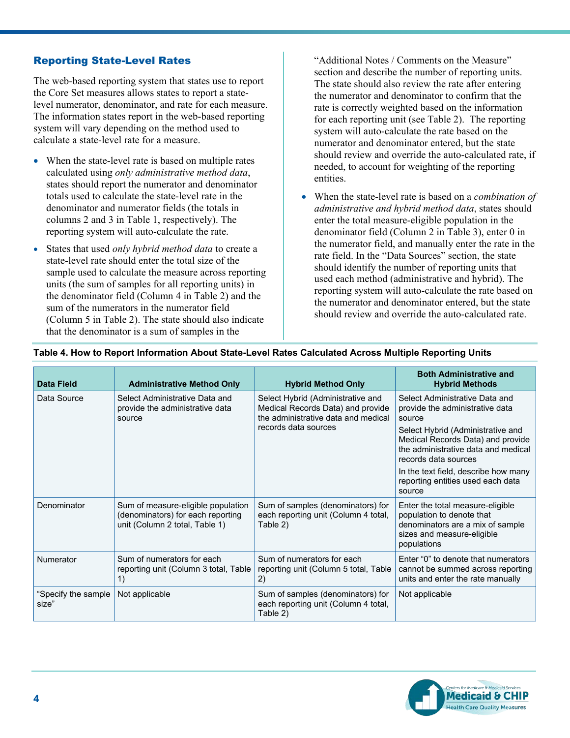## Reporting State-Level Rates

The web-based reporting system that states use to report the Core Set measures allows states to report a state-level numerator, denominator, and rate for each measure. The information states report in the web-based reporting system will vary depending on the method used to calculate a state-level rate for a measure.

- When the state-level rate is based on multiple rates calculated using *only administrative method data*, states should report the numerator and denominator totals used to calculate the state-level rate in the denominator and numerator fields (the totals in columns 2 and 3 in Table 1, respectively). The reporting system will auto-calculate the rate.
- States that used *only hybrid method data* to create a state-level rate should enter the total size of the sample used to calculate the measure across reporting units (the sum of samples for all reporting units) in the denominator field (Column 4 in Table 2) and the sum of the numerators in the numerator field (Column 5 in Table 2). The state should also indicate that the denominator is a sum of samples in the "Additional Notes / Comments on the Measure" section and describe the number of reporting units. The state should also review the rate after entering the numerator and denominator to confirm that the rate is correctly weighted based on the information for each reporting unit (see Table 2). The reporting system will auto-calculate the rate based on the numerator and denominator entered, but the state should review and override the auto-calculated rate, if needed, to account for weighting of the reporting entities.
- When the state-level rate is based on a *combination of administrative and hybrid method data*, states should enter the total measure-eligible population in the denominator field (Column 2 in Table 3), enter 0 in the numerator field, and manually enter the rate in the rate field. In the "Data Sources" section, the state should identify the number of reporting units that used each method (administrative and hybrid). The reporting system will auto-calculate the rate based on the numerator and denominator entered, but the state should review and override the auto-calculated rate.

**Table 4. How to Report Information About State-Level Rates Calculated Across Multiple Reporting Units**

| Data Field | Administrative Method Only | Hybrid Method Only | Both Administrative and Hybrid Methods |
|---|---|---|---|
| Data Source | Select Administrative Data and provide the administrative data source | Select Hybrid (Administrative and Medical Records Data) and provide the administrative data and medical records data sources | Select Administrative Data and provide the administrative data source<br>Select Hybrid (Administrative and Medical Records Data) and provide the administrative data and medical records data sources<br>In the text field, describe how many reporting entities used each data source |
| Denominator | Sum of measure-eligible population (denominators) for each reporting unit (Column 2 total, Table 1) | Sum of samples (denominators) for each reporting unit (Column 4 total, Table 2) | Enter the total measure-eligible population to denote that denominators are a mix of sample sizes and measure-eligible populations |
| Numerator | Sum of numerators for each reporting unit (Column 3 total, Table 1) | Sum of numerators for each reporting unit (Column 5 total, Table 2) | Enter "0" to denote that numerators cannot be summed across reporting units and enter the rate manually |
| "Specify the sample size" | Not applicable | Sum of samples (denominators) for each reporting unit (Column 4 total, Table 2) | Not applicable |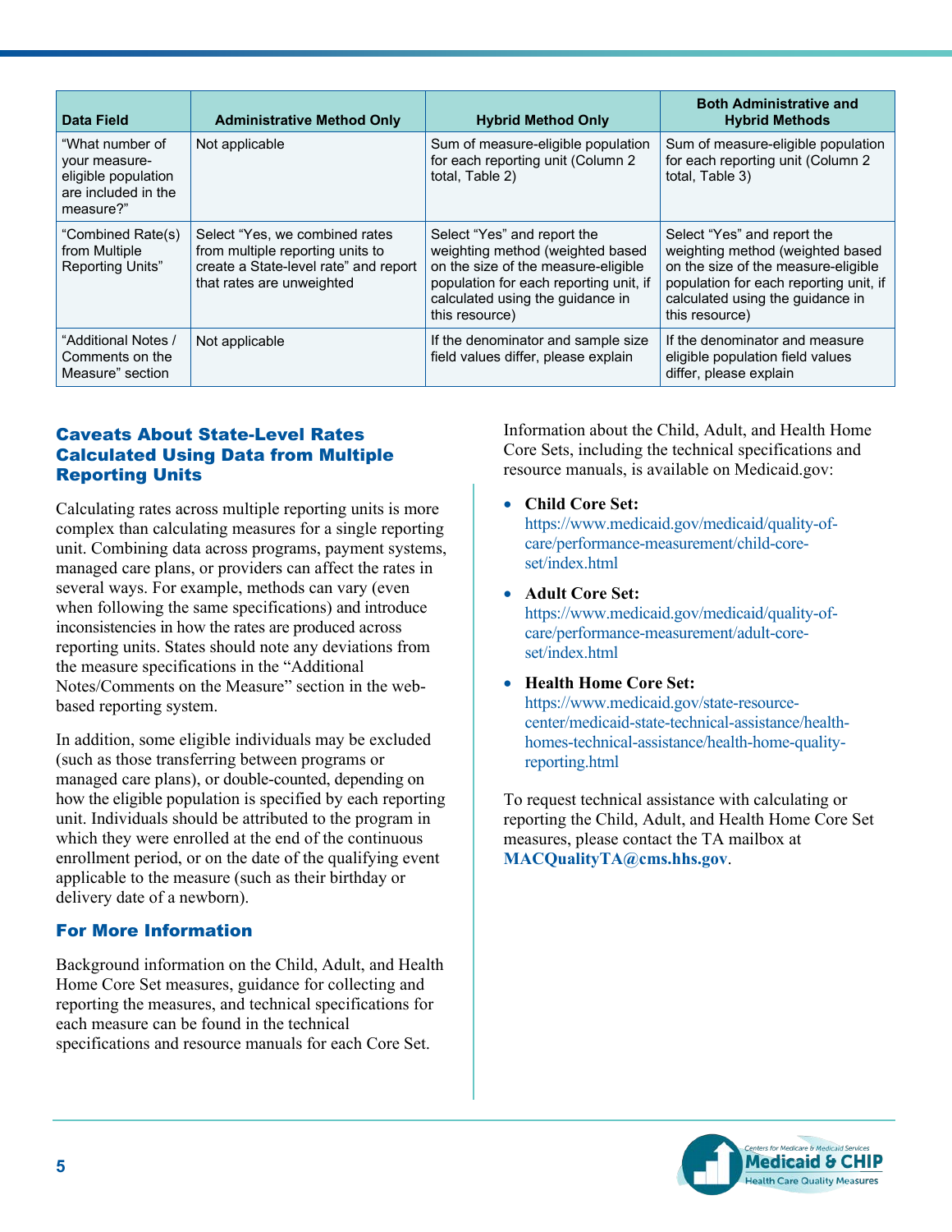| Data Field | Administrative Method Only | Hybrid Method Only | Both Administrative and Hybrid Methods |
|---|---|---|---|
| "What number of your measure-eligible population are included in the measure?" | Not applicable | Sum of measure-eligible population for each reporting unit (Column 2 total, Table 2) | Sum of measure-eligible population for each reporting unit (Column 2 total, Table 3) |
| "Combined Rate(s) from Multiple Reporting Units" | Select "Yes, we combined rates from multiple reporting units to create a State-level rate" and report that rates are unweighted | Select "Yes" and report the weighting method (weighted based on the size of the measure-eligible population for each reporting unit, if calculated using the guidance in this resource) | Select "Yes" and report the weighting method (weighted based on the size of the measure-eligible population for each reporting unit, if calculated using the guidance in this resource) |
| "Additional Notes / Comments on the Measure" section | Not applicable | If the denominator and sample size field values differ, please explain | If the denominator and measure eligible population field values differ, please explain |

## Caveats About State-Level Rates Calculated Using Data from Multiple Reporting Units

Calculating rates across multiple reporting units is more complex than calculating measures for a single reporting unit. Combining data across programs, payment systems, managed care plans, or providers can affect the rates in several ways. For example, methods can vary (even when following the same specifications) and introduce inconsistencies in how the rates are produced across reporting units. States should note any deviations from the measure specifications in the "Additional Notes/Comments on the Measure" section in the web-based reporting system.

In addition, some eligible individuals may be excluded (such as those transferring between programs or managed care plans), or double-counted, depending on how the eligible population is specified by each reporting unit. Individuals should be attributed to the program in which they were enrolled at the end of the continuous enrollment period, or on the date of the qualifying event applicable to the measure (such as their birthday or delivery date of a newborn).

## For More Information

Background information on the Child, Adult, and Health Home Core Set measures, guidance for collecting and reporting the measures, and technical specifications for each measure can be found in the technical specifications and resource manuals for each Core Set.

Information about the Child, Adult, and Health Home Core Sets, including the technical specifications and resource manuals, is available on Medicaid.gov:

- **Child Core Set:** https://www.medicaid.gov/medicaid/quality-of-care/performance-measurement/child-core-set/index.html
- **Adult Core Set:** https://www.medicaid.gov/medicaid/quality-of-care/performance-measurement/adult-core-set/index.html
- **Health Home Core Set:** https://www.medicaid.gov/state-resource-center/medicaid-state-technical-assistance/health-homes-technical-assistance/health-home-quality-reporting.html

To request technical assistance with calculating or reporting the Child, Adult, and Health Home Core Set measures, please contact the TA mailbox at **MACQualityTA@cms.hhs.gov**.